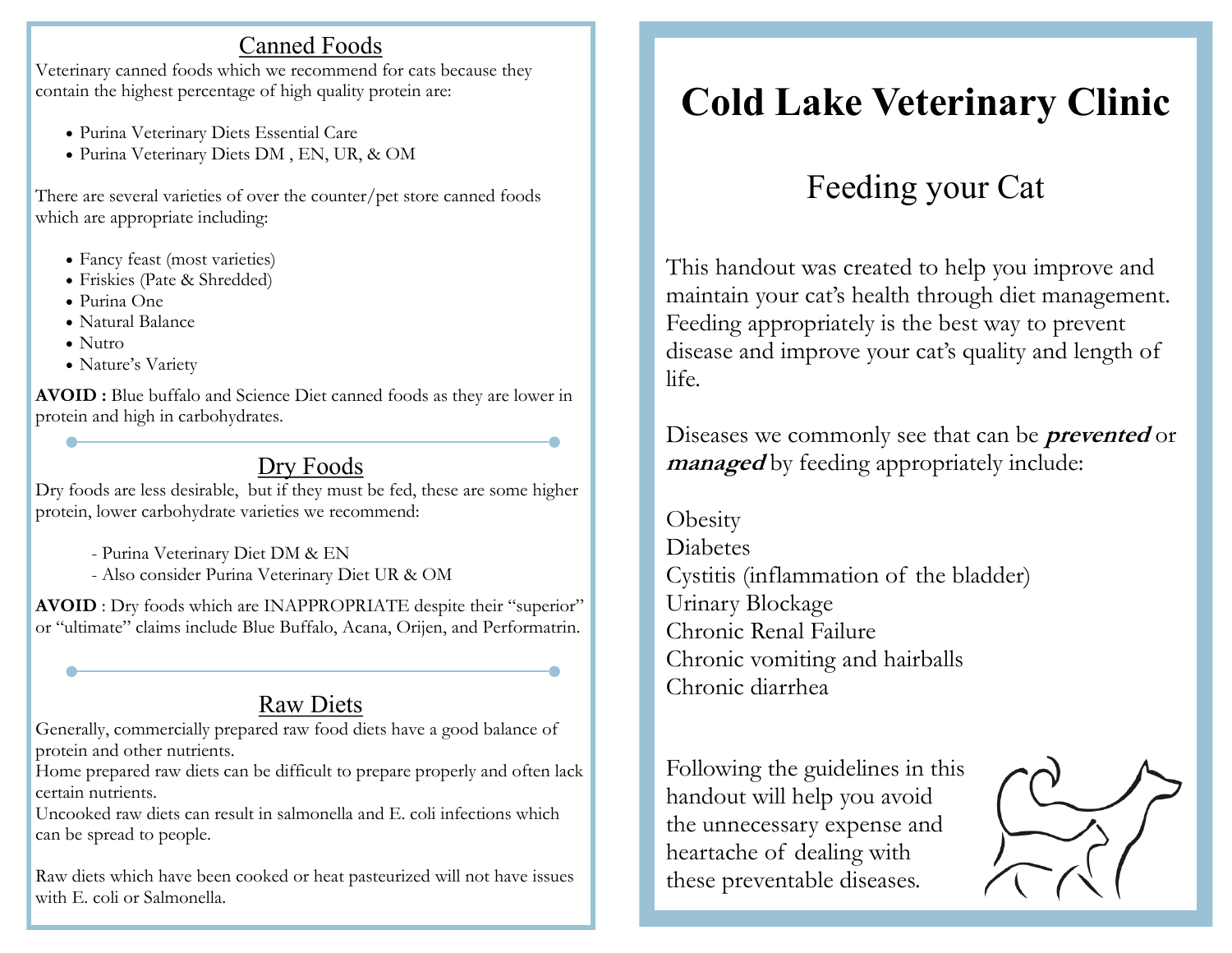## Canned Foods

Veterinary canned foods which we recommend for cats because they contain the highest percentage of high quality protein are:

- Purina Veterinary Diets Essential Care
- Purina Veterinary Diets DM , EN, UR, & OM

There are several varieties of over the counter/pet store canned foods which are appropriate including:

- Fancy feast (most varieties)
- Friskies (Pate & Shredded)
- Purina One
- Natural Balance
- Nutro
- Nature's Variety

**AVOID :** Blue buffalo and Science Diet canned foods as they are lower in protein and high in carbohydrates.

## Dry Foods

Dry foods are less desirable, but if they must be fed, these are some higher protein, lower carbohydrate varieties we recommend:

- Purina Veterinary Diet DM & EN
- Also consider Purina Veterinary Diet UR & OM

**AVOID** : Dry foods which are INAPPROPRIATE despite their "superior" or "ultimate" claims include Blue Buffalo, Acana, Orijen, and Performatrin.

## Raw Diets

Generally, commercially prepared raw food diets have a good balance of protein and other nutrients.

Home prepared raw diets can be difficult to prepare properly and often lack certain nutrients.

Uncooked raw diets can result in salmonella and E. coli infections which can be spread to people.

Raw diets which have been cooked or heat pasteurized will not have issues with E. coli or Salmonella.

# Cold Lake Veterinary Clinic

## Feeding your Cat

This handout was created to help you improve and maintain your cat's health through diet management. Feeding appropriately is the best way to prevent disease and improve your cat's quality and length of life.

Diseases we commonly see that can be ***prevented*** or ***managed*** by feeding appropriately include:

Obesity
Diabetes
Cystitis (inflammation of the bladder)
Urinary Blockage
Chronic Renal Failure
Chronic vomiting and hairballs
Chronic diarrhea

Following the guidelines in this handout will help you avoid the unnecessary expense and heartache of dealing with these preventable diseases.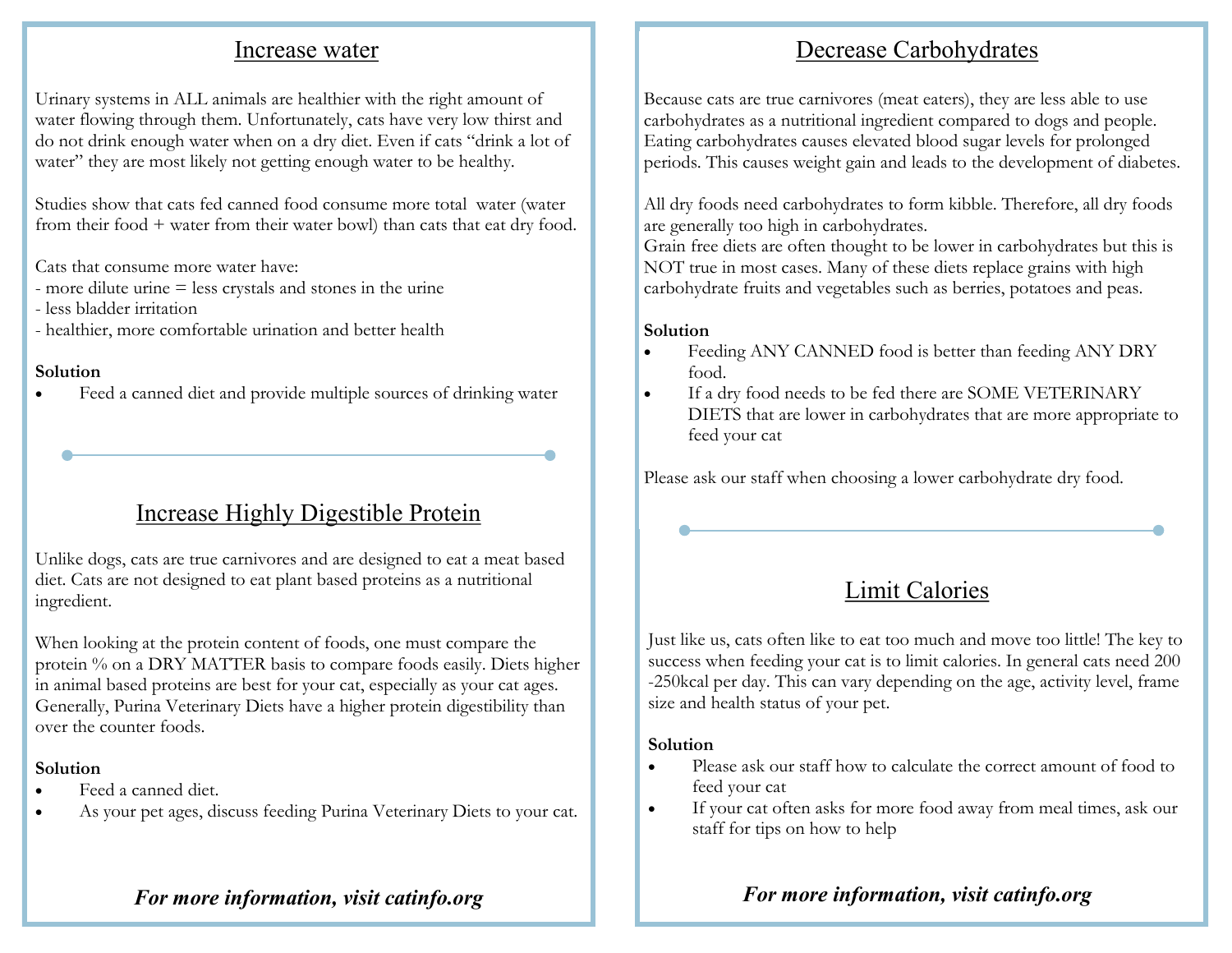## Increase water

Urinary systems in ALL animals are healthier with the right amount of water flowing through them. Unfortunately, cats have very low thirst and do not drink enough water when on a dry diet. Even if cats "drink a lot of water" they are most likely not getting enough water to be healthy.

Studies show that cats fed canned food consume more total water (water from their food + water from their water bowl) than cats that eat dry food.

Cats that consume more water have:
- more dilute urine = less crystals and stones in the urine
- less bladder irritation
- healthier, more comfortable urination and better health

**Solution**

- Feed a canned diet and provide multiple sources of drinking water

## Increase Highly Digestible Protein

Unlike dogs, cats are true carnivores and are designed to eat a meat based diet. Cats are not designed to eat plant based proteins as a nutritional ingredient.

When looking at the protein content of foods, one must compare the protein % on a DRY MATTER basis to compare foods easily. Diets higher in animal based proteins are best for your cat, especially as your cat ages. Generally, Purina Veterinary Diets have a higher protein digestibility than over the counter foods.

**Solution**

- Feed a canned diet.
- As your pet ages, discuss feeding Purina Veterinary Diets to your cat.

***For more information, visit catinfo.org***

## Decrease Carbohydrates

Because cats are true carnivores (meat eaters), they are less able to use carbohydrates as a nutritional ingredient compared to dogs and people. Eating carbohydrates causes elevated blood sugar levels for prolonged periods. This causes weight gain and leads to the development of diabetes.

All dry foods need carbohydrates to form kibble. Therefore, all dry foods are generally too high in carbohydrates.
Grain free diets are often thought to be lower in carbohydrates but this is NOT true in most cases. Many of these diets replace grains with high carbohydrate fruits and vegetables such as berries, potatoes and peas.

**Solution**

- Feeding ANY CANNED food is better than feeding ANY DRY food.
- If a dry food needs to be fed there are SOME VETERINARY DIETS that are lower in carbohydrates that are more appropriate to feed your cat

Please ask our staff when choosing a lower carbohydrate dry food.

## Limit Calories

Just like us, cats often like to eat too much and move too little! The key to success when feeding your cat is to limit calories. In general cats need 200 -250kcal per day. This can vary depending on the age, activity level, frame size and health status of your pet.

**Solution**

- Please ask our staff how to calculate the correct amount of food to feed your cat
- If your cat often asks for more food away from meal times, ask our staff for tips on how to help

***For more information, visit catinfo.org***